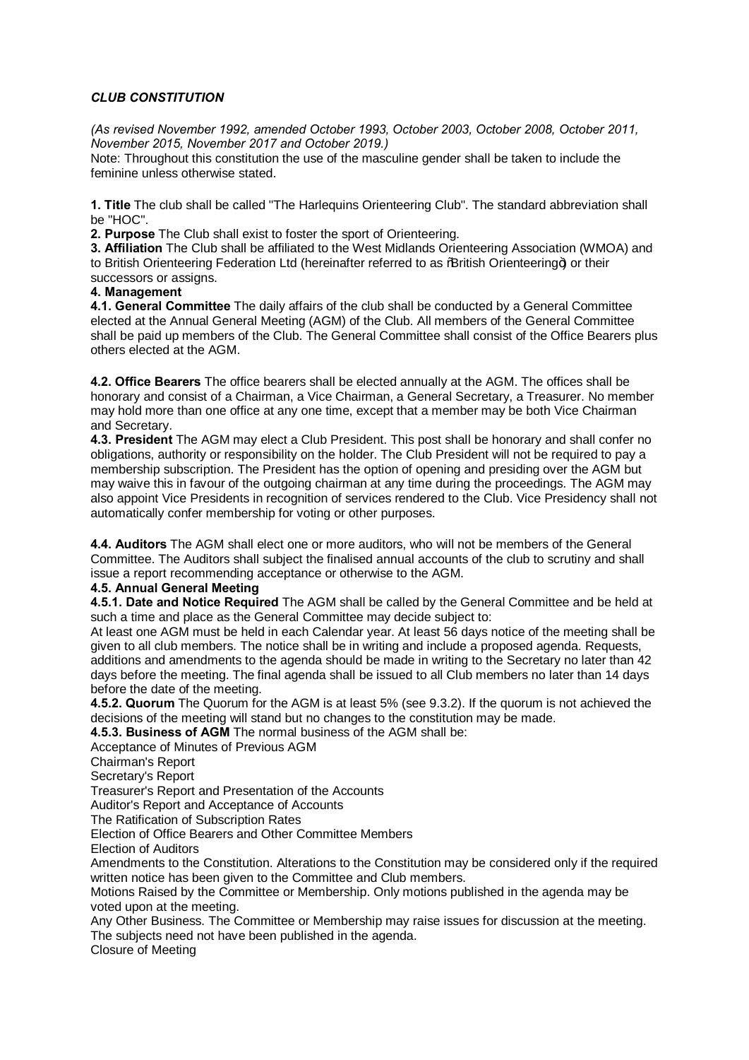***CLUB CONSTITUTION***

*(As revised November 1992, amended October 1993, October 2003, October 2008, October 2011, November 2015, November 2017 and October 2019.)*

Note: Throughout this constitution the use of the masculine gender shall be taken to include the feminine unless otherwise stated.

**1. Title** The club shall be called "The Harlequins Orienteering Club". The standard abbreviation shall be "HOC".

**2. Purpose** The Club shall exist to foster the sport of Orienteering.

**3. Affiliation** The Club shall be affiliated to the West Midlands Orienteering Association (WMOA) and to British Orienteering Federation Ltd (hereinafter referred to as "British Orienteering") or their successors or assigns.

**4. Management**

**4.1. General Committee** The daily affairs of the club shall be conducted by a General Committee elected at the Annual General Meeting (AGM) of the Club. All members of the General Committee shall be paid up members of the Club. The General Committee shall consist of the Office Bearers plus others elected at the AGM.

**4.2. Office Bearers** The office bearers shall be elected annually at the AGM. The offices shall be honorary and consist of a Chairman, a Vice Chairman, a General Secretary, a Treasurer. No member may hold more than one office at any one time, except that a member may be both Vice Chairman and Secretary.

**4.3. President** The AGM may elect a Club President. This post shall be honorary and shall confer no obligations, authority or responsibility on the holder. The Club President will not be required to pay a membership subscription. The President has the option of opening and presiding over the AGM but may waive this in favour of the outgoing chairman at any time during the proceedings. The AGM may also appoint Vice Presidents in recognition of services rendered to the Club. Vice Presidency shall not automatically confer membership for voting or other purposes.

**4.4. Auditors** The AGM shall elect one or more auditors, who will not be members of the General Committee. The Auditors shall subject the finalised annual accounts of the club to scrutiny and shall issue a report recommending acceptance or otherwise to the AGM.

**4.5. Annual General Meeting**

**4.5.1. Date and Notice Required** The AGM shall be called by the General Committee and be held at such a time and place as the General Committee may decide subject to:

At least one AGM must be held in each Calendar year. At least 56 days notice of the meeting shall be given to all club members. The notice shall be in writing and include a proposed agenda. Requests, additions and amendments to the agenda should be made in writing to the Secretary no later than 42 days before the meeting. The final agenda shall be issued to all Club members no later than 14 days before the date of the meeting.

**4.5.2. Quorum** The Quorum for the AGM is at least 5% (see 9.3.2). If the quorum is not achieved the decisions of the meeting will stand but no changes to the constitution may be made.

**4.5.3. Business of AGM** The normal business of the AGM shall be:

Acceptance of Minutes of Previous AGM

Chairman's Report

Secretary's Report

Treasurer's Report and Presentation of the Accounts

Auditor's Report and Acceptance of Accounts

The Ratification of Subscription Rates

Election of Office Bearers and Other Committee Members

Election of Auditors

Amendments to the Constitution. Alterations to the Constitution may be considered only if the required written notice has been given to the Committee and Club members.

Motions Raised by the Committee or Membership. Only motions published in the agenda may be voted upon at the meeting.

Any Other Business. The Committee or Membership may raise issues for discussion at the meeting. The subjects need not have been published in the agenda.

Closure of Meeting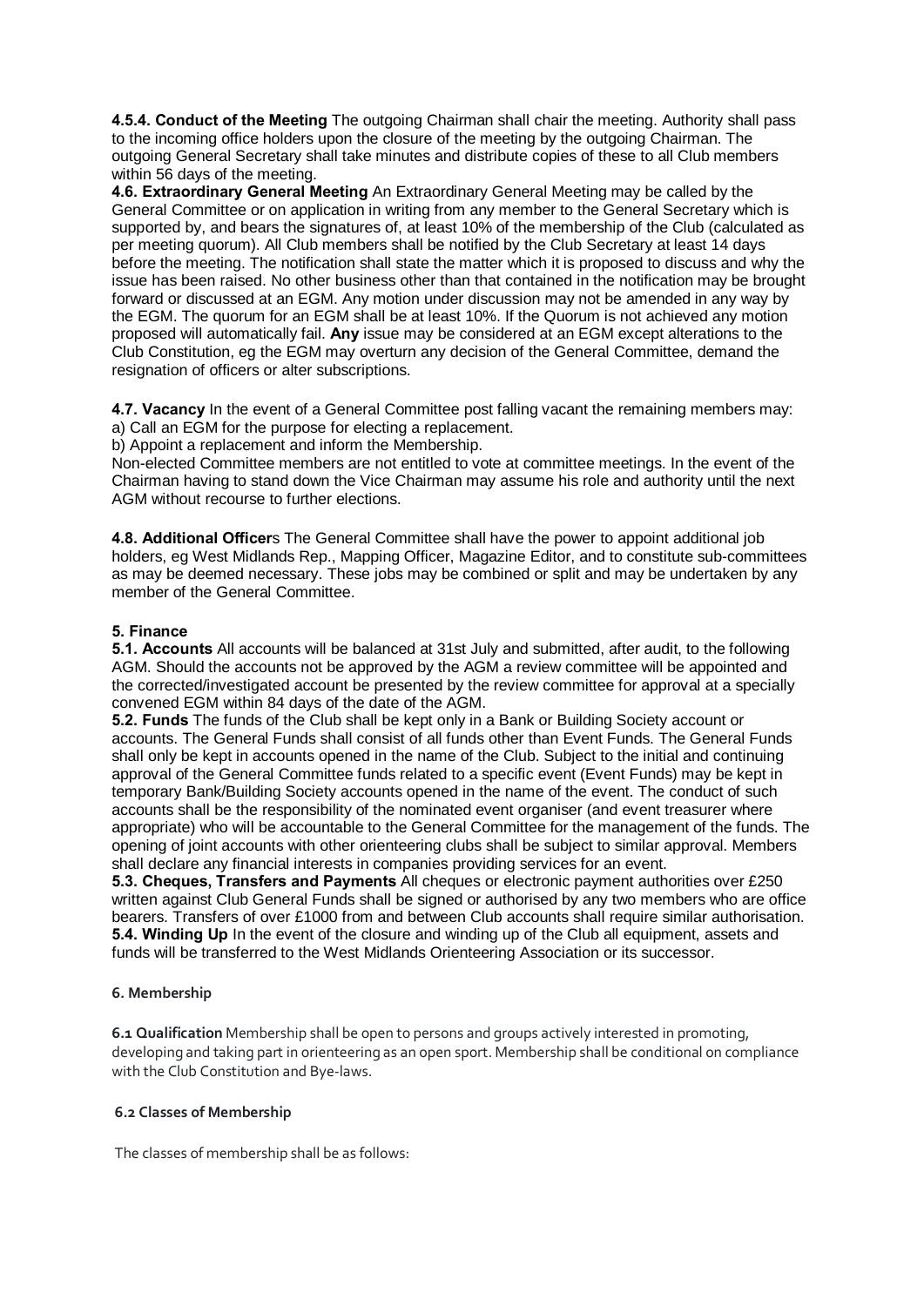**4.5.4. Conduct of the Meeting** The outgoing Chairman shall chair the meeting. Authority shall pass to the incoming office holders upon the closure of the meeting by the outgoing Chairman. The outgoing General Secretary shall take minutes and distribute copies of these to all Club members within 56 days of the meeting.

**4.6. Extraordinary General Meeting** An Extraordinary General Meeting may be called by the General Committee or on application in writing from any member to the General Secretary which is supported by, and bears the signatures of, at least 10% of the membership of the Club (calculated as per meeting quorum). All Club members shall be notified by the Club Secretary at least 14 days before the meeting. The notification shall state the matter which it is proposed to discuss and why the issue has been raised. No other business other than that contained in the notification may be brought forward or discussed at an EGM. Any motion under discussion may not be amended in any way by the EGM. The quorum for an EGM shall be at least 10%. If the Quorum is not achieved any motion proposed will automatically fail. **Any** issue may be considered at an EGM except alterations to the Club Constitution, eg the EGM may overturn any decision of the General Committee, demand the resignation of officers or alter subscriptions.

**4.7. Vacancy** In the event of a General Committee post falling vacant the remaining members may:
a) Call an EGM for the purpose for electing a replacement.
b) Appoint a replacement and inform the Membership.
Non-elected Committee members are not entitled to vote at committee meetings. In the event of the Chairman having to stand down the Vice Chairman may assume his role and authority until the next AGM without recourse to further elections.

**4.8. Additional Officer**s The General Committee shall have the power to appoint additional job holders, eg West Midlands Rep., Mapping Officer, Magazine Editor, and to constitute sub-committees as may be deemed necessary. These jobs may be combined or split and may be undertaken by any member of the General Committee.

## 5. Finance

**5.1. Accounts** All accounts will be balanced at 31st July and submitted, after audit, to the following AGM. Should the accounts not be approved by the AGM a review committee will be appointed and the corrected/investigated account be presented by the review committee for approval at a specially convened EGM within 84 days of the date of the AGM.

**5.2. Funds** The funds of the Club shall be kept only in a Bank or Building Society account or accounts. The General Funds shall consist of all funds other than Event Funds. The General Funds shall only be kept in accounts opened in the name of the Club. Subject to the initial and continuing approval of the General Committee funds related to a specific event (Event Funds) may be kept in temporary Bank/Building Society accounts opened in the name of the event. The conduct of such accounts shall be the responsibility of the nominated event organiser (and event treasurer where appropriate) who will be accountable to the General Committee for the management of the funds. The opening of joint accounts with other orienteering clubs shall be subject to similar approval. Members shall declare any financial interests in companies providing services for an event.

**5.3. Cheques, Transfers and Payments** All cheques or electronic payment authorities over £250 written against Club General Funds shall be signed or authorised by any two members who are office bearers. Transfers of over £1000 from and between Club accounts shall require similar authorisation.

**5.4. Winding Up** In the event of the closure and winding up of the Club all equipment, assets and funds will be transferred to the West Midlands Orienteering Association or its successor.

## 6. Membership

**6.1 Qualification** Membership shall be open to persons and groups actively interested in promoting, developing and taking part in orienteering as an open sport. Membership shall be conditional on compliance with the Club Constitution and Bye-laws.

**6.2 Classes of Membership**

The classes of membership shall be as follows: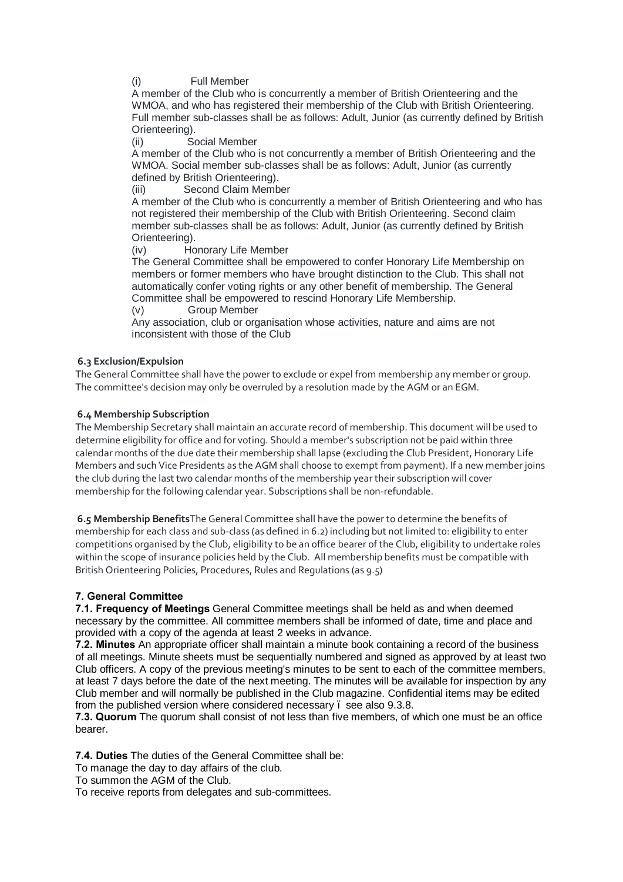(i) Full Member

A member of the Club who is concurrently a member of British Orienteering and the WMOA, and who has registered their membership of the Club with British Orienteering. Full member sub-classes shall be as follows: Adult, Junior (as currently defined by British Orienteering).

(ii) Social Member

A member of the Club who is not concurrently a member of British Orienteering and the WMOA. Social member sub-classes shall be as follows: Adult, Junior (as currently defined by British Orienteering).

(iii) Second Claim Member

A member of the Club who is concurrently a member of British Orienteering and who has not registered their membership of the Club with British Orienteering. Second claim member sub-classes shall be as follows: Adult, Junior (as currently defined by British Orienteering).

(iv) Honorary Life Member

The General Committee shall be empowered to confer Honorary Life Membership on members or former members who have brought distinction to the Club. This shall not automatically confer voting rights or any other benefit of membership. The General Committee shall be empowered to rescind Honorary Life Membership.

(v) Group Member

Any association, club or organisation whose activities, nature and aims are not inconsistent with those of the Club

**6.3 Exclusion/Expulsion**

The General Committee shall have the power to exclude or expel from membership any member or group. The committee's decision may only be overruled by a resolution made by the AGM or an EGM.

**6.4 Membership Subscription**

The Membership Secretary shall maintain an accurate record of membership. This document will be used to determine eligibility for office and for voting. Should a member's subscription not be paid within three calendar months of the due date their membership shall lapse (excluding the Club President, Honorary Life Members and such Vice Presidents as the AGM shall choose to exempt from payment). If a new member joins the club during the last two calendar months of the membership year their subscription will cover membership for the following calendar year. Subscriptions shall be non-refundable.

**6.5 Membership Benefits**The General Committee shall have the power to determine the benefits of membership for each class and sub-class (as defined in 6.2) including but not limited to: eligibility to enter competitions organised by the Club, eligibility to be an office bearer of the Club, eligibility to undertake roles within the scope of insurance policies held by the Club. All membership benefits must be compatible with British Orienteering Policies, Procedures, Rules and Regulations (as 9.5)

## 7. General Committee

**7.1. Frequency of Meetings** General Committee meetings shall be held as and when deemed necessary by the committee. All committee members shall be informed of date, time and place and provided with a copy of the agenda at least 2 weeks in advance.

**7.2. Minutes** An appropriate officer shall maintain a minute book containing a record of the business of all meetings. Minute sheets must be sequentially numbered and signed as approved by at least two Club officers. A copy of the previous meeting's minutes to be sent to each of the committee members, at least 7 days before the date of the next meeting. The minutes will be available for inspection by any Club member and will normally be published in the Club magazine. Confidential items may be edited from the published version where considered necessary ï see also 9.3.8.

**7.3. Quorum** The quorum shall consist of not less than five members, of which one must be an office bearer.

**7.4. Duties** The duties of the General Committee shall be:

To manage the day to day affairs of the club.

To summon the AGM of the Club.

To receive reports from delegates and sub-committees.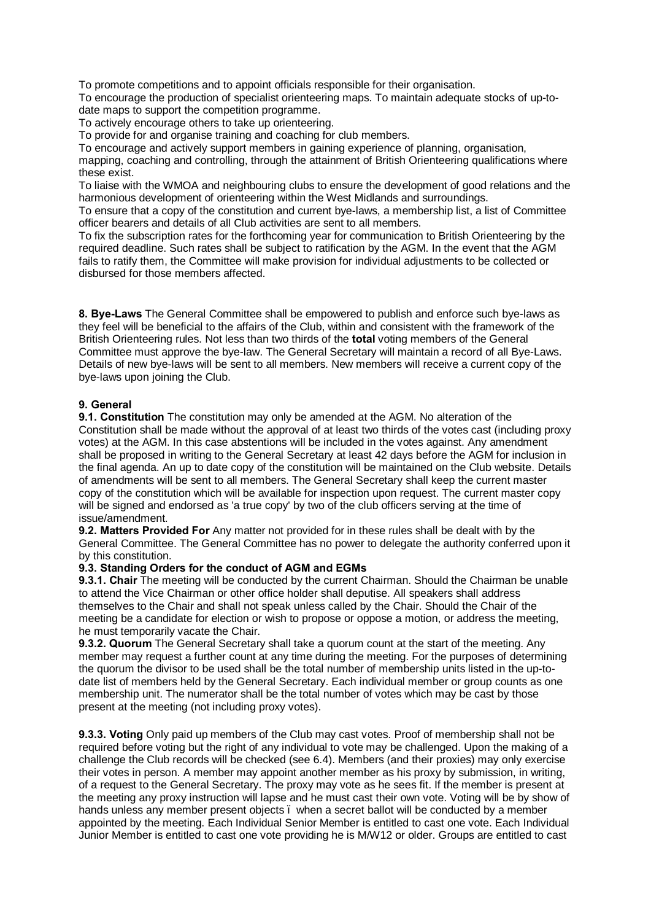To promote competitions and to appoint officials responsible for their organisation.

To encourage the production of specialist orienteering maps. To maintain adequate stocks of up-to-date maps to support the competition programme.

To actively encourage others to take up orienteering.

To provide for and organise training and coaching for club members.

To encourage and actively support members in gaining experience of planning, organisation, mapping, coaching and controlling, through the attainment of British Orienteering qualifications where these exist.

To liaise with the WMOA and neighbouring clubs to ensure the development of good relations and the harmonious development of orienteering within the West Midlands and surroundings.

To ensure that a copy of the constitution and current bye-laws, a membership list, a list of Committee officer bearers and details of all Club activities are sent to all members.

To fix the subscription rates for the forthcoming year for communication to British Orienteering by the required deadline. Such rates shall be subject to ratification by the AGM. In the event that the AGM fails to ratify them, the Committee will make provision for individual adjustments to be collected or disbursed for those members affected.

**8. Bye-Laws** The General Committee shall be empowered to publish and enforce such bye-laws as they feel will be beneficial to the affairs of the Club, within and consistent with the framework of the British Orienteering rules. Not less than two thirds of the **total** voting members of the General Committee must approve the bye-law. The General Secretary will maintain a record of all Bye-Laws. Details of new bye-laws will be sent to all members. New members will receive a current copy of the bye-laws upon joining the Club.

**9. General**

**9.1. Constitution** The constitution may only be amended at the AGM. No alteration of the Constitution shall be made without the approval of at least two thirds of the votes cast (including proxy votes) at the AGM. In this case abstentions will be included in the votes against. Any amendment shall be proposed in writing to the General Secretary at least 42 days before the AGM for inclusion in the final agenda. An up to date copy of the constitution will be maintained on the Club website. Details of amendments will be sent to all members. The General Secretary shall keep the current master copy of the constitution which will be available for inspection upon request. The current master copy will be signed and endorsed as 'a true copy' by two of the club officers serving at the time of issue/amendment.

**9.2. Matters Provided For** Any matter not provided for in these rules shall be dealt with by the General Committee. The General Committee has no power to delegate the authority conferred upon it by this constitution.

**9.3. Standing Orders for the conduct of AGM and EGMs**

**9.3.1. Chair** The meeting will be conducted by the current Chairman. Should the Chairman be unable to attend the Vice Chairman or other office holder shall deputise. All speakers shall address themselves to the Chair and shall not speak unless called by the Chair. Should the Chair of the meeting be a candidate for election or wish to propose or oppose a motion, or address the meeting, he must temporarily vacate the Chair.

**9.3.2. Quorum** The General Secretary shall take a quorum count at the start of the meeting. Any member may request a further count at any time during the meeting. For the purposes of determining the quorum the divisor to be used shall be the total number of membership units listed in the up-to-date list of members held by the General Secretary. Each individual member or group counts as one membership unit. The numerator shall be the total number of votes which may be cast by those present at the meeting (not including proxy votes).

**9.3.3. Voting** Only paid up members of the Club may cast votes. Proof of membership shall not be required before voting but the right of any individual to vote may be challenged. Upon the making of a challenge the Club records will be checked (see 6.4). Members (and their proxies) may only exercise their votes in person. A member may appoint another member as his proxy by submission, in writing, of a request to the General Secretary. The proxy may vote as he sees fit. If the member is present at the meeting any proxy instruction will lapse and he must cast their own vote. Voting will be by show of hands unless any member present objects ï when a secret ballot will be conducted by a member appointed by the meeting. Each Individual Senior Member is entitled to cast one vote. Each Individual Junior Member is entitled to cast one vote providing he is M/W12 or older. Groups are entitled to cast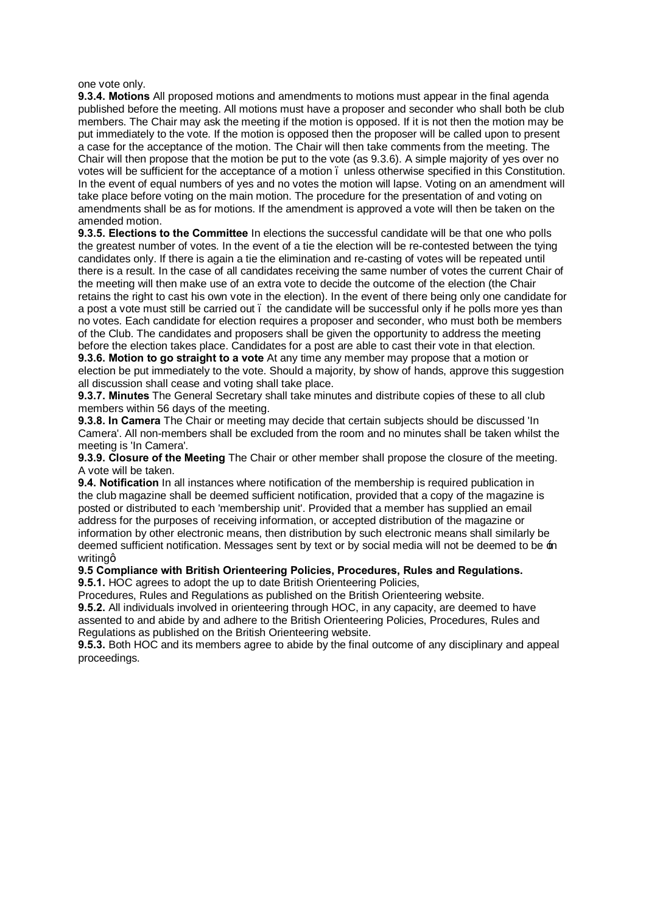one vote only.

**9.3.4. Motions** All proposed motions and amendments to motions must appear in the final agenda published before the meeting. All motions must have a proposer and seconder who shall both be club members. The Chair may ask the meeting if the motion is opposed. If it is not then the motion may be put immediately to the vote. If the motion is opposed then the proposer will be called upon to present a case for the acceptance of the motion. The Chair will then take comments from the meeting. The Chair will then propose that the motion be put to the vote (as 9.3.6). A simple majority of yes over no votes will be sufficient for the acceptance of a motion – unless otherwise specified in this Constitution. In the event of equal numbers of yes and no votes the motion will lapse. Voting on an amendment will take place before voting on the main motion. The procedure for the presentation of and voting on amendments shall be as for motions. If the amendment is approved a vote will then be taken on the amended motion.

**9.3.5. Elections to the Committee** In elections the successful candidate will be that one who polls the greatest number of votes. In the event of a tie the election will be re-contested between the tying candidates only. If there is again a tie the elimination and re-casting of votes will be repeated until there is a result. In the case of all candidates receiving the same number of votes the current Chair of the meeting will then make use of an extra vote to decide the outcome of the election (the Chair retains the right to cast his own vote in the election). In the event of there being only one candidate for a post a vote must still be carried out – the candidate will be successful only if he polls more yes than no votes. Each candidate for election requires a proposer and seconder, who must both be members of the Club. The candidates and proposers shall be given the opportunity to address the meeting before the election takes place. Candidates for a post are able to cast their vote in that election.

**9.3.6. Motion to go straight to a vote** At any time any member may propose that a motion or election be put immediately to the vote. Should a majority, by show of hands, approve this suggestion all discussion shall cease and voting shall take place.

**9.3.7. Minutes** The General Secretary shall take minutes and distribute copies of these to all club members within 56 days of the meeting.

**9.3.8. In Camera** The Chair or meeting may decide that certain subjects should be discussed 'In Camera'. All non-members shall be excluded from the room and no minutes shall be taken whilst the meeting is 'In Camera'.

**9.3.9. Closure of the Meeting** The Chair or other member shall propose the closure of the meeting. A vote will be taken.

**9.4. Notification** In all instances where notification of the membership is required publication in the club magazine shall be deemed sufficient notification, provided that a copy of the magazine is posted or distributed to each 'membership unit'. Provided that a member has supplied an email address for the purposes of receiving information, or accepted distribution of the magazine or information by other electronic means, then distribution by such electronic means shall similarly be deemed sufficient notification. Messages sent by text or by social media will not be deemed to be 'in writing'.

**9.5 Compliance with British Orienteering Policies, Procedures, Rules and Regulations.**

**9.5.1.** HOC agrees to adopt the up to date British Orienteering Policies, Procedures, Rules and Regulations as published on the British Orienteering website.

**9.5.2.** All individuals involved in orienteering through HOC, in any capacity, are deemed to have assented to and abide by and adhere to the British Orienteering Policies, Procedures, Rules and Regulations as published on the British Orienteering website.

**9.5.3.** Both HOC and its members agree to abide by the final outcome of any disciplinary and appeal proceedings.